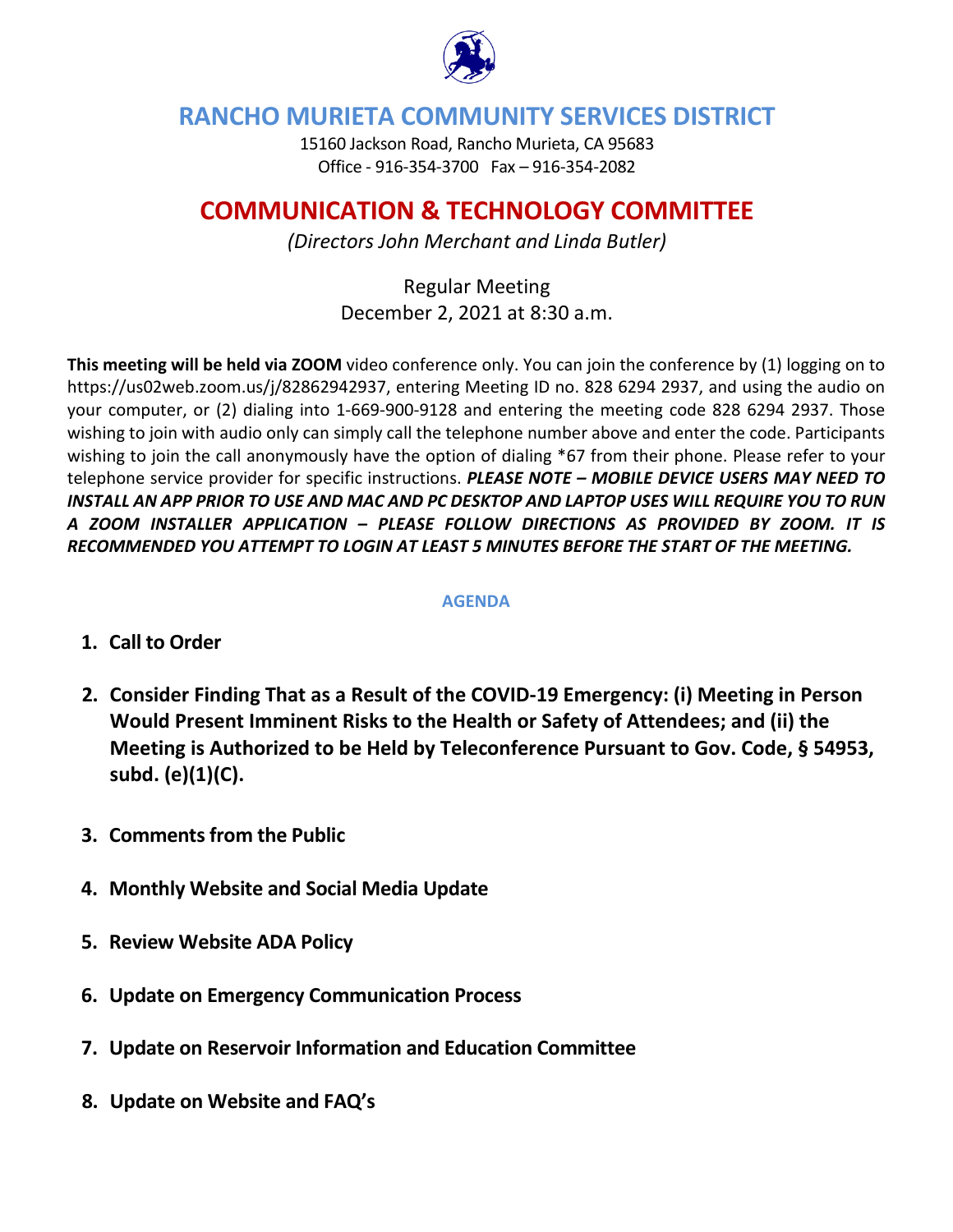# RANCHO MURIETA COMMUNITY SERVICES DISTRICT

15160 Jackson Road, Rancho Murieta, CA 95683
Office - 916-354-3700 Fax – 916-354-2082

## COMMUNICATION & TECHNOLOGY COMMITTEE

*(Directors John Merchant and Linda Butler)*

Regular Meeting
December 2, 2021 at 8:30 a.m.

**This meeting will be held via ZOOM** video conference only. You can join the conference by (1) logging on to https://us02web.zoom.us/j/82862942937, entering Meeting ID no. 828 6294 2937, and using the audio on your computer, or (2) dialing into 1-669-900-9128 and entering the meeting code 828 6294 2937. Those wishing to join with audio only can simply call the telephone number above and enter the code. Participants wishing to join the call anonymously have the option of dialing *67 from their phone. Please refer to your telephone service provider for specific instructions. ***PLEASE NOTE – MOBILE DEVICE USERS MAY NEED TO INSTALL AN APP PRIOR TO USE AND MAC AND PC DESKTOP AND LAPTOP USES WILL REQUIRE YOU TO RUN A ZOOM INSTALLER APPLICATION – PLEASE FOLLOW DIRECTIONS AS PROVIDED BY ZOOM. IT IS RECOMMENDED YOU ATTEMPT TO LOGIN AT LEAST 5 MINUTES BEFORE THE START OF THE MEETING.***

### AGENDA

1. **Call to Order**
2. **Consider Finding That as a Result of the COVID-19 Emergency: (i) Meeting in Person Would Present Imminent Risks to the Health or Safety of Attendees; and (ii) the Meeting is Authorized to be Held by Teleconference Pursuant to Gov. Code, § 54953, subd. (e)(1)(C).**
3. **Comments from the Public**
4. **Monthly Website and Social Media Update**
5. **Review Website ADA Policy**
6. **Update on Emergency Communication Process**
7. **Update on Reservoir Information and Education Committee**
8. **Update on Website and FAQ's**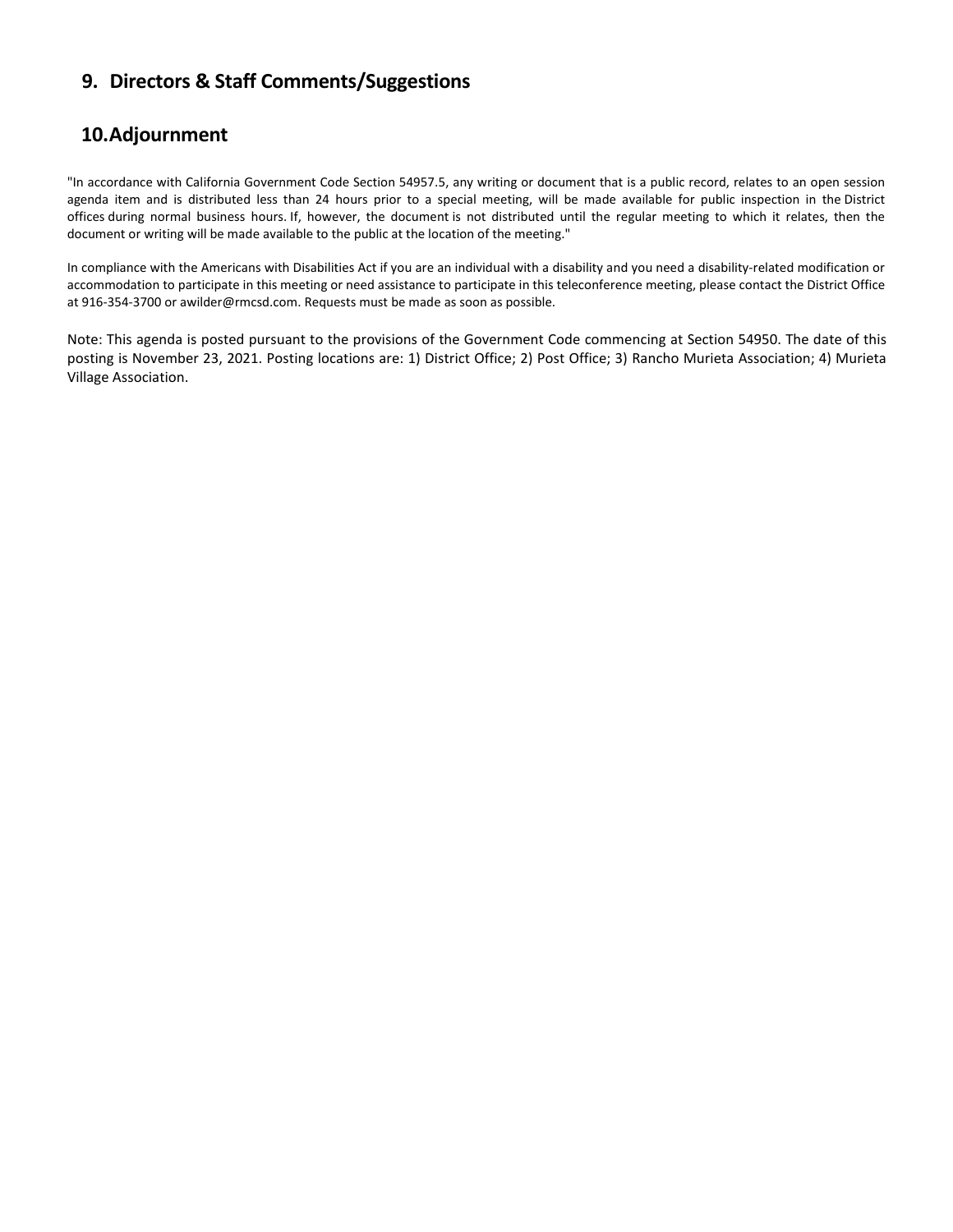## 9. Directors & Staff Comments/Suggestions

## 10. Adjournment

"In accordance with California Government Code Section 54957.5, any writing or document that is a public record, relates to an open session agenda item and is distributed less than 24 hours prior to a special meeting, will be made available for public inspection in the District offices during normal business hours. If, however, the document is not distributed until the regular meeting to which it relates, then the document or writing will be made available to the public at the location of the meeting."

In compliance with the Americans with Disabilities Act if you are an individual with a disability and you need a disability-related modification or accommodation to participate in this meeting or need assistance to participate in this teleconference meeting, please contact the District Office at 916-354-3700 or awilder@rmcsd.com. Requests must be made as soon as possible.

Note: This agenda is posted pursuant to the provisions of the Government Code commencing at Section 54950. The date of this posting is November 23, 2021. Posting locations are: 1) District Office; 2) Post Office; 3) Rancho Murieta Association; 4) Murieta Village Association.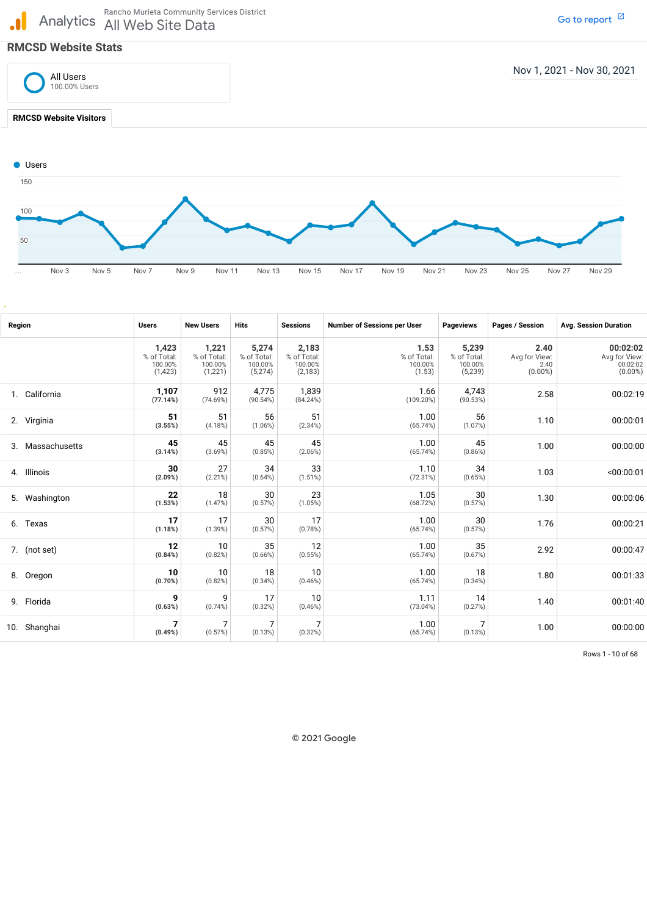Analytics | Rancho Murieta Community Services District

All Web Site Data

Go to report

## RMCSD Website Stats

All Users
100.00% Users

Nov 1, 2021 - Nov 30, 2021

**RMCSD Website Visitors**

| Region | Users | New Users | Hits | Sessions | Number of Sessions per User | Pageviews | Pages / Session | Avg. Session Duration |
|---|---|---|---|---|---|---|---|---|
| | **1,423** % of Total: 100.00% (1,423) | **1,221** % of Total: 100.00% (1,221) | **5,274** % of Total: 100.00% (5,274) | **2,183** % of Total: 100.00% (2,183) | **1.53** % of Total: 100.00% (1.53) | **5,239** % of Total: 100.00% (5,239) | **2.40** Avg for View: 2.40 (0.00%) | **00:02:02** Avg for View: 00:02:02 (0.00%) |
| 1. California | **1,107** (77.14%) | 912 (74.69%) | 4,775 (90.54%) | 1,839 (84.24%) | 1.66 (109.20%) | 4,743 (90.53%) | 2.58 | 00:02:19 |
| 2. Virginia | **51** (3.55%) | 51 (4.18%) | 56 (1.06%) | 51 (2.34%) | 1.00 (65.74%) | 56 (1.07%) | 1.10 | 00:00:01 |
| 3. Massachusetts | **45** (3.14%) | 45 (3.69%) | 45 (0.85%) | 45 (2.06%) | 1.00 (65.74%) | 45 (0.86%) | 1.00 | 00:00:00 |
| 4. Illinois | **30** (2.09%) | 27 (2.21%) | 34 (0.64%) | 33 (1.51%) | 1.10 (72.31%) | 34 (0.65%) | 1.03 | <00:00:01 |
| 5. Washington | **22** (1.53%) | 18 (1.47%) | 30 (0.57%) | 23 (1.05%) | 1.05 (68.72%) | 30 (0.57%) | 1.30 | 00:00:06 |
| 6. Texas | **17** (1.18%) | 17 (1.39%) | 30 (0.57%) | 17 (0.78%) | 1.00 (65.74%) | 30 (0.57%) | 1.76 | 00:00:21 |
| 7. (not set) | **12** (0.84%) | 10 (0.82%) | 35 (0.66%) | 12 (0.55%) | 1.00 (65.74%) | 35 (0.67%) | 2.92 | 00:00:47 |
| 8. Oregon | **10** (0.70%) | 10 (0.82%) | 18 (0.34%) | 10 (0.46%) | 1.00 (65.74%) | 18 (0.34%) | 1.80 | 00:01:33 |
| 9. Florida | **9** (0.63%) | 9 (0.74%) | 17 (0.32%) | 10 (0.46%) | 1.11 (73.04%) | 14 (0.27%) | 1.40 | 00:01:40 |
| 10. Shanghai | **7** (0.49%) | 7 (0.57%) | 7 (0.13%) | 7 (0.32%) | 1.00 (65.74%) | 7 (0.13%) | 1.00 | 00:00:00 |

Rows 1 - 10 of 68

© 2021 Google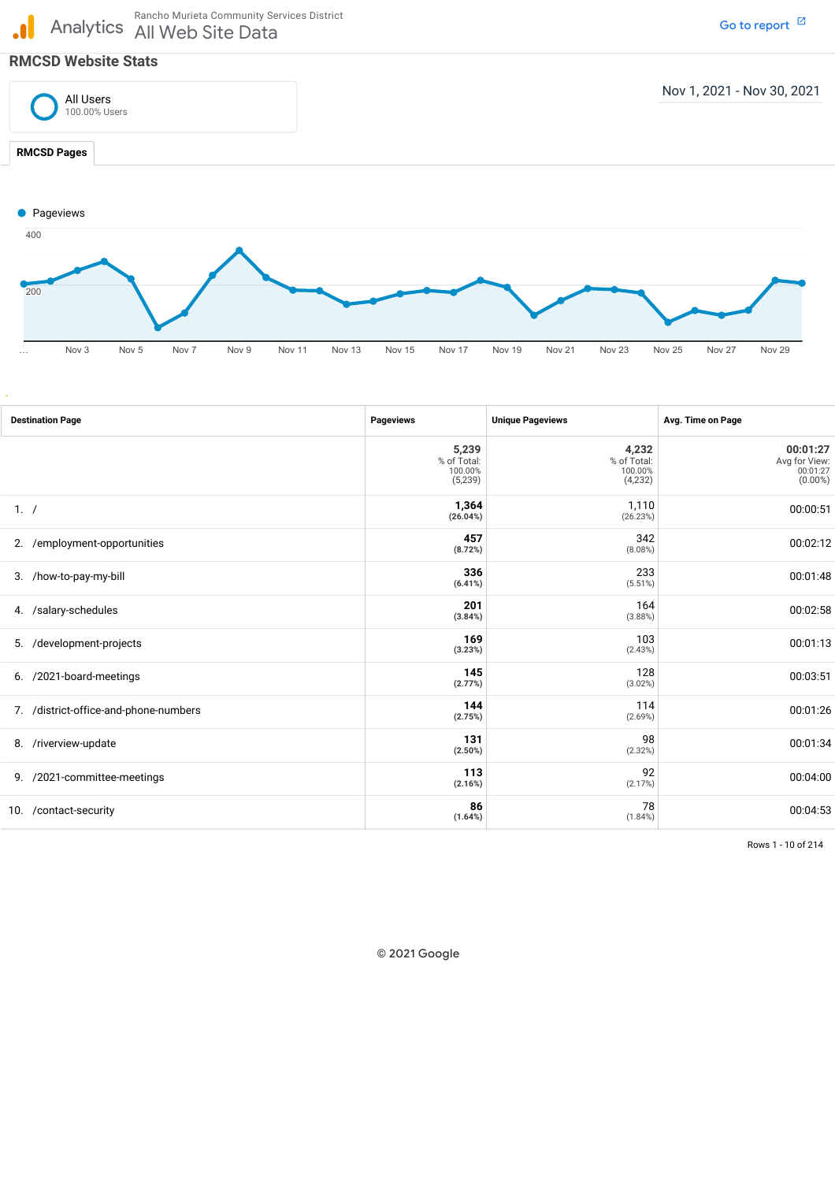Analytics — Rancho Murieta Community Services District — All Web Site Data

Go to report

## RMCSD Website Stats

All Users
100.00% Users

Nov 1, 2021 - Nov 30, 2021

**RMCSD Pages**

Pageviews

400

200

... Nov 3 Nov 5 Nov 7 Nov 9 Nov 11 Nov 13 Nov 15 Nov 17 Nov 19 Nov 21 Nov 23 Nov 25 Nov 27 Nov 29

| Destination Page | Pageviews | Unique Pageviews | Avg. Time on Page |
|---|---|---|---|
| | **5,239** % of Total: 100.00% (5,239) | **4,232** % of Total: 100.00% (4,232) | **00:01:27** Avg for View: 00:01:27 (0.00%) |
| 1. / | **1,364** (26.04%) | 1,110 (26.23%) | 00:00:51 |
| 2. /employment-opportunities | **457** (8.72%) | 342 (8.08%) | 00:02:12 |
| 3. /how-to-pay-my-bill | **336** (6.41%) | 233 (5.51%) | 00:01:48 |
| 4. /salary-schedules | **201** (3.84%) | 164 (3.88%) | 00:02:58 |
| 5. /development-projects | **169** (3.23%) | 103 (2.43%) | 00:01:13 |
| 6. /2021-board-meetings | **145** (2.77%) | 128 (3.02%) | 00:03:51 |
| 7. /district-office-and-phone-numbers | **144** (2.75%) | 114 (2.69%) | 00:01:26 |
| 8. /riverview-update | **131** (2.50%) | 98 (2.32%) | 00:01:34 |
| 9. /2021-committee-meetings | **113** (2.16%) | 92 (2.17%) | 00:04:00 |
| 10. /contact-security | **86** (1.64%) | 78 (1.84%) | 00:04:53 |

Rows 1 - 10 of 214

© 2021 Google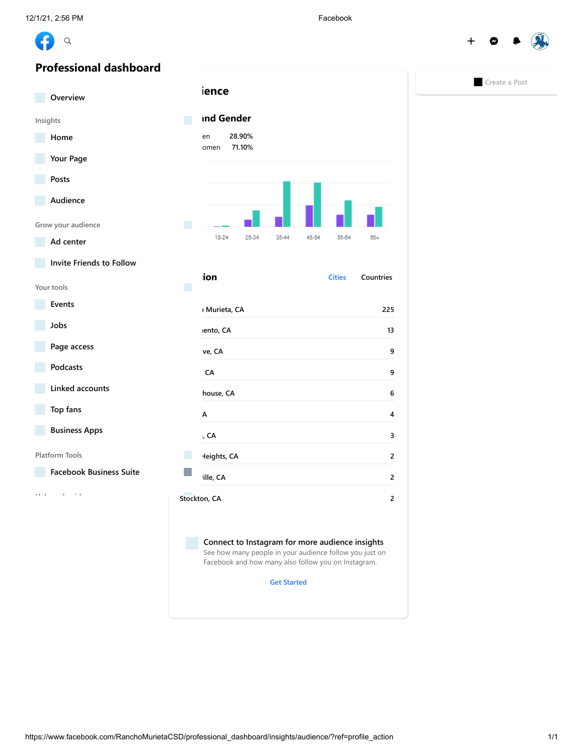# Professional dashboard

Overview

Insights

Home

Your Page

Posts

Audience

Grow your audience

Ad center

Invite Friends to Follow

Your tools

Events

Jobs

Page access

Podcasts

Linked accounts

Top fans

Business Apps

Platform Tools

Facebook Business Suite

Create a Post

## ience

### ınd Gender

| | |
|---|---|
| en | 28.90% |
| omen | 71.10% |

18-24
25-34
35-44
45-54
55-64
65+

### ion

Cities Countries

| | |
|---|---|
| › Murieta, CA | 225 |
| ıento, CA | 13 |
| ve, CA | 9 |
| CA | 9 |
| house, CA | 6 |
| A | 4 |
| , CA | 3 |
| Heights, CA | 2 |
| ille, CA | 2 |
| Stockton, CA | 2 |

**Connect to Instagram for more audience insights**

See how many people in your audience follow you just on Facebook and how many also follow you on Instagram.

Get Started